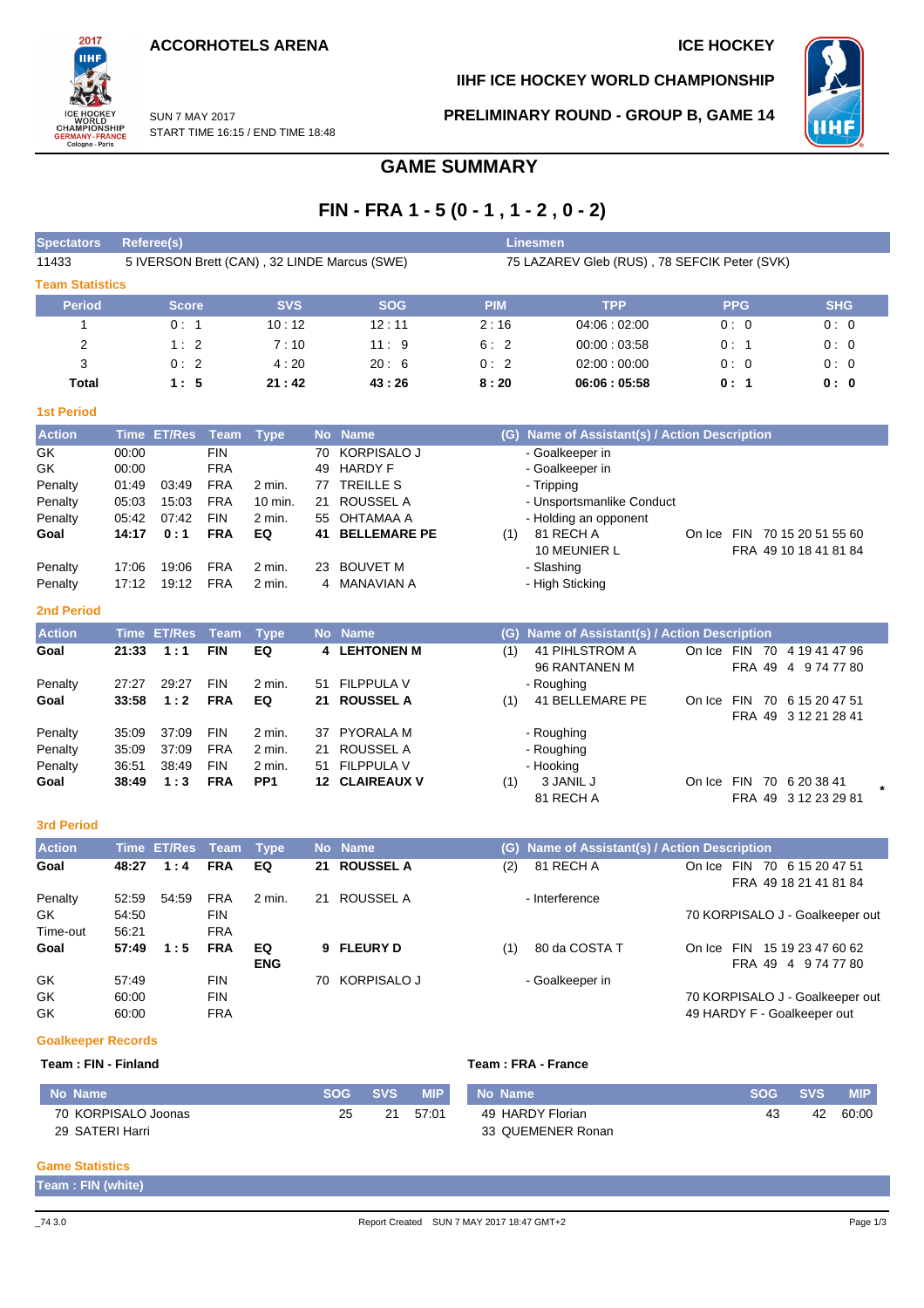ACCORHOTELS ARENA

ICE HOCKEY

IIHF ICE HOCKEY WORLD CHAMPIONSHIP

SUN 7 MAY 2017
START TIME 16:15 / END TIME 18:48

PRELIMINARY ROUND - GROUP B, GAME 14

# GAME SUMMARY

## FIN - FRA 1 - 5 (0 - 1 , 1 - 2 , 0 - 2)

| Spectators | Referee(s) | Linesmen |
|---|---|---|
| 11433 | 5 IVERSON Brett (CAN) , 32 LINDE Marcus (SWE) | 75 LAZAREV Gleb (RUS) , 78 SEFCIK Peter (SVK) |

### Team Statistics

| Period | Score | SVS | SOG | PIM | TPP | PPG | SHG |
|---|---|---|---|---|---|---|---|
| 1 | 0 : 1 | 10 : 12 | 12 : 11 | 2 : 16 | 04:06 : 02:00 | 0 : 0 | 0 : 0 |
| 2 | 1 : 2 | 7 : 10 | 11 : 9 | 6 : 2 | 00:00 : 03:58 | 0 : 1 | 0 : 0 |
| 3 | 0 : 2 | 4 : 20 | 20 : 6 | 0 : 2 | 02:00 : 00:00 | 0 : 0 | 0 : 0 |
| **Total** | **1 : 5** | **21 : 42** | **43 : 26** | **8 : 20** | **06:06 : 05:58** | **0 : 1** | **0 : 0** |

### 1st Period

| Action | Time | ET/Res | Team | Type | No | Name | (G) | Name of Assistant(s) / Action Description | |
|---|---|---|---|---|---|---|---|---|---|
| GK | 00:00 | | FIN | | 70 | KORPISALO J | | - Goalkeeper in | |
| GK | 00:00 | | FRA | | 49 | HARDY F | | - Goalkeeper in | |
| Penalty | 01:49 | 03:49 | FRA | 2 min. | 77 | TREILLE S | | - Tripping | |
| Penalty | 05:03 | 15:03 | FRA | 10 min. | 21 | ROUSSEL A | | - Unsportsmanlike Conduct | |
| Penalty | 05:42 | 07:42 | FIN | 2 min. | 55 | OHTAMAA A | | - Holding an opponent | |
| **Goal** | **14:17** | **0 : 1** | **FRA** | **EQ** | **41** | **BELLEMARE PE** | (1) | 81 RECH A<br>10 MEUNIER L | On Ice FIN 70 15 20 51 55 60<br>FRA 49 10 18 41 81 84 |
| Penalty | 17:06 | 19:06 | FRA | 2 min. | 23 | BOUVET M | | - Slashing | |
| Penalty | 17:12 | 19:12 | FRA | 2 min. | 4 | MANAVIAN A | | - High Sticking | |

### 2nd Period

| Action | Time | ET/Res | Team | Type | No | Name | (G) | Name of Assistant(s) / Action Description | |
|---|---|---|---|---|---|---|---|---|---|
| **Goal** | **21:33** | **1 : 1** | **FIN** | **EQ** | **4** | **LEHTONEN M** | (1) | 41 PIHLSTROM A<br>96 RANTANEN M | On Ice FIN 70 4 19 41 47 96<br>FRA 49 4 9 74 77 80 |
| Penalty | 27:27 | 29:27 | FIN | 2 min. | 51 | FILPPULA V | | - Roughing | |
| **Goal** | **33:58** | **1 : 2** | **FRA** | **EQ** | **21** | **ROUSSEL A** | (1) | 41 BELLEMARE PE | On Ice FIN 70 6 15 20 47 51<br>FRA 49 3 12 21 28 41 |
| Penalty | 35:09 | 37:09 | FIN | 2 min. | 37 | PYORALA M | | - Roughing | |
| Penalty | 35:09 | 37:09 | FRA | 2 min. | 21 | ROUSSEL A | | - Roughing | |
| Penalty | 36:51 | 38:49 | FIN | 2 min. | 51 | FILPPULA V | | - Hooking | |
| **Goal** | **38:49** | **1 : 3** | **FRA** | **PP1** | **12** | **CLAIREAUX V** | (1) | 3 JANIL J<br>81 RECH A | On Ice FIN 70 6 20 38 41<br>FRA 49 3 12 23 29 81 * |

### 3rd Period

| Action | Time | ET/Res | Team | Type | No | Name | (G) | Name of Assistant(s) / Action Description | |
|---|---|---|---|---|---|---|---|---|---|
| **Goal** | **48:27** | **1 : 4** | **FRA** | **EQ** | **21** | **ROUSSEL A** | (2) | 81 RECH A | On Ice FIN 70 6 15 20 47 51<br>FRA 49 18 21 41 81 84 |
| Penalty | 52:59 | 54:59 | FRA | 2 min. | 21 | ROUSSEL A | | - Interference | |
| GK | 54:50 | | FIN | | | | | | 70 KORPISALO J - Goalkeeper out |
| Time-out | 56:21 | | FRA | | | | | | |
| **Goal** | **57:49** | **1 : 5** | **FRA** | **EQ ENG** | **9** | **FLEURY D** | (1) | 80 da COSTA T | On Ice FIN 15 19 23 47 60 62<br>FRA 49 4 9 74 77 80 |
| GK | 57:49 | | FIN | | 70 | KORPISALO J | | - Goalkeeper in | |
| GK | 60:00 | | FIN | | | | | | 70 KORPISALO J - Goalkeeper out |
| GK | 60:00 | | FRA | | | | | | 49 HARDY F - Goalkeeper out |

### Goalkeeper Records

**Team : FIN - Finland**

| No Name | SOG | SVS | MIP |
|---|---|---|---|
| 70 KORPISALO Joonas | 25 | 21 | 57:01 |
| 29 SATERI Harri | | | |

**Team : FRA - France**

| No Name | SOG | SVS | MIP |
|---|---|---|---|
| 49 HARDY Florian | 43 | 42 | 60:00 |
| 33 QUEMENER Ronan | | | |

### Game Statistics

**Team : FIN (white)**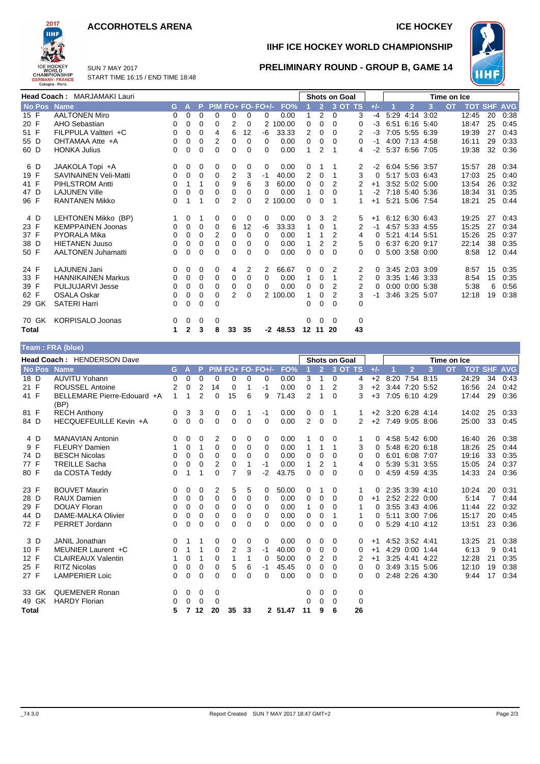# ACCORHOTELS ARENA

# ICE HOCKEY

## IIHF ICE HOCKEY WORLD CHAMPIONSHIP

SUN 7 MAY 2017
START TIME 16:15 / END TIME 18:48

## PRELIMINARY ROUND - GROUP B, GAME 14

**Head Coach :** MARJAMAKI Lauri

| No | Pos | Name | G | A | P | PIM | FO+ | FO- | FO+/- | FO% | Shots on Goal 1 | 2 | 3 | OT | TS | +/- | Time on Ice 1 | 2 | 3 | OT | TOT | SHF | AVG |
|---|---|---|---|---|---|---|---|---|---|---|---|---|---|---|---|---|---|---|---|---|---|---|---|
| 15 | F | AALTONEN Miro | 0 | 0 | 0 | 0 | 0 | 0 | 0 | 0.00 | 1 | 2 | 0 | | 3 | -4 | 5:29 | 4:14 | 3:02 | | 12:45 | 20 | 0:38 |
| 20 | F | AHO Sebastian | 0 | 0 | 0 | 0 | 2 | 0 | 2 | 100.00 | 0 | 0 | 0 | | 0 | -3 | 6:51 | 6:16 | 5:40 | | 18:47 | 25 | 0:45 |
| 51 | F | FILPPULA Valtteri +C | 0 | 0 | 0 | 4 | 6 | 12 | -6 | 33.33 | 2 | 0 | 0 | | 2 | -3 | 7:05 | 5:55 | 6:39 | | 19:39 | 27 | 0:43 |
| 55 | D | OHTAMAA Atte +A | 0 | 0 | 0 | 2 | 0 | 0 | 0 | 0.00 | 0 | 0 | 0 | | 0 | -1 | 4:00 | 7:13 | 4:58 | | 16:11 | 29 | 0:33 |
| 60 | D | HONKA Julius | 0 | 0 | 0 | 0 | 0 | 0 | 0 | 0.00 | 1 | 2 | 1 | | 4 | -2 | 5:37 | 6:56 | 7:05 | | 19:38 | 32 | 0:36 |
| 6 | D | JAAKOLA Topi +A | 0 | 0 | 0 | 0 | 0 | 0 | 0 | 0.00 | 0 | 1 | 1 | | 2 | -2 | 6:04 | 5:56 | 3:57 | | 15:57 | 28 | 0:34 |
| 19 | F | SAVINAINEN Veli-Matti | 0 | 0 | 0 | 0 | 2 | 3 | -1 | 40.00 | 2 | 0 | 1 | | 3 | 0 | 5:17 | 5:03 | 6:43 | | 17:03 | 25 | 0:40 |
| 41 | F | PIHLSTROM Antti | 0 | 1 | 1 | 0 | 9 | 6 | 3 | 60.00 | 0 | 0 | 2 | | 2 | +1 | 3:52 | 5:02 | 5:00 | | 13:54 | 26 | 0:32 |
| 47 | D | LAJUNEN Ville | 0 | 0 | 0 | 0 | 0 | 0 | 0 | 0.00 | 1 | 0 | 0 | | 1 | -2 | 7:18 | 5:40 | 5:36 | | 18:34 | 31 | 0:35 |
| 96 | F | RANTANEN Mikko | 0 | 1 | 1 | 0 | 2 | 0 | 2 | 100.00 | 0 | 0 | 1 | | 1 | +1 | 5:21 | 5:06 | 7:54 | | 18:21 | 25 | 0:44 |
| 4 | D | LEHTONEN Mikko (BP) | 1 | 0 | 1 | 0 | 0 | 0 | 0 | 0.00 | 0 | 3 | 2 | | 5 | +1 | 6:12 | 6:30 | 6:43 | | 19:25 | 27 | 0:43 |
| 23 | F | KEMPPAINEN Joonas | 0 | 0 | 0 | 0 | 6 | 12 | -6 | 33.33 | 1 | 0 | 1 | | 2 | -1 | 4:57 | 5:33 | 4:55 | | 15:25 | 27 | 0:34 |
| 37 | F | PYORALA Mika | 0 | 0 | 0 | 2 | 0 | 0 | 0 | 0.00 | 1 | 1 | 2 | | 4 | 0 | 5:21 | 4:14 | 5:51 | | 15:26 | 25 | 0:37 |
| 38 | D | HIETANEN Juuso | 0 | 0 | 0 | 0 | 0 | 0 | 0 | 0.00 | 1 | 2 | 2 | | 5 | 0 | 6:37 | 6:20 | 9:17 | | 22:14 | 38 | 0:35 |
| 50 | F | AALTONEN Juhamatti | 0 | 0 | 0 | 0 | 0 | 0 | 0 | 0.00 | 0 | 0 | 0 | | 0 | 0 | 5:00 | 3:58 | 0:00 | | 8:58 | 12 | 0:44 |
| 24 | F | LAJUNEN Jani | 0 | 0 | 0 | 0 | 4 | 2 | 2 | 66.67 | 0 | 0 | 2 | | 2 | 0 | 3:45 | 2:03 | 3:09 | | 8:57 | 15 | 0:35 |
| 33 | F | HANNIKAINEN Markus | 0 | 0 | 0 | 0 | 0 | 0 | 0 | 0.00 | 1 | 0 | 1 | | 2 | 0 | 3:35 | 1:46 | 3:33 | | 8:54 | 15 | 0:35 |
| 39 | F | PULJUJARVI Jesse | 0 | 0 | 0 | 0 | 0 | 0 | 0 | 0.00 | 0 | 0 | 2 | | 2 | 0 | 0:00 | 0:00 | 5:38 | | 5:38 | 6 | 0:56 |
| 62 | F | OSALA Oskar | 0 | 0 | 0 | 0 | 2 | 0 | 2 | 100.00 | 1 | 0 | 2 | | 3 | -1 | 3:46 | 3:25 | 5:07 | | 12:18 | 19 | 0:38 |
| 29 | GK | SATERI Harri | 0 | 0 | 0 | 0 | | | | | 0 | 0 | 0 | | 0 | | | | | | | | |
| 70 | GK | KORPISALO Joonas | 0 | 0 | 0 | 0 | | | | | 0 | 0 | 0 | | 0 | | | | | | | | |
| **Total** | | | 1 | 2 | 3 | 8 | 33 | 35 | -2 | 48.53 | 12 | 11 | 20 | | 43 | | | | | | | | |

**Team : FRA (blue)**

**Head Coach :** HENDERSON Dave

| No | Pos | Name | G | A | P | PIM | FO+ | FO- | FO+/- | FO% | Shots on Goal 1 | 2 | 3 | OT | TS | +/- | Time on Ice 1 | 2 | 3 | OT | TOT | SHF | AVG |
|---|---|---|---|---|---|---|---|---|---|---|---|---|---|---|---|---|---|---|---|---|---|---|---|
| 18 | D | AUVITU Yohann | 0 | 0 | 0 | 0 | 0 | 0 | 0 | 0.00 | 3 | 1 | 0 | | 4 | +2 | 8:20 | 7:54 | 8:15 | | 24:29 | 34 | 0:43 |
| 21 | F | ROUSSEL Antoine | 2 | 0 | 2 | 14 | 0 | 1 | -1 | 0.00 | 0 | 1 | 2 | | 3 | +2 | 3:44 | 7:20 | 5:52 | | 16:56 | 24 | 0:42 |
| 41 | F | BELLEMARE Pierre-Edouard +A (BP) | 1 | 1 | 2 | 0 | 15 | 6 | 9 | 71.43 | 2 | 1 | 0 | | 3 | +3 | 7:05 | 6:10 | 4:29 | | 17:44 | 29 | 0:36 |
| 81 | F | RECH Anthony | 0 | 3 | 3 | 0 | 0 | 1 | -1 | 0.00 | 0 | 0 | 1 | | 1 | +2 | 3:20 | 6:28 | 4:14 | | 14:02 | 25 | 0:33 |
| 84 | D | HECQUEFEUILLE Kevin +A | 0 | 0 | 0 | 0 | 0 | 0 | 0 | 0.00 | 2 | 0 | 0 | | 2 | +2 | 7:49 | 9:05 | 8:06 | | 25:00 | 33 | 0:45 |
| 4 | D | MANAVIAN Antonin | 0 | 0 | 0 | 2 | 0 | 0 | 0 | 0.00 | 1 | 0 | 0 | | 1 | 0 | 4:58 | 5:42 | 6:00 | | 16:40 | 26 | 0:38 |
| 9 | F | FLEURY Damien | 1 | 0 | 1 | 0 | 0 | 0 | 0 | 0.00 | 1 | 1 | 1 | | 3 | 0 | 5:48 | 6:20 | 6:18 | | 18:26 | 25 | 0:44 |
| 74 | D | BESCH Nicolas | 0 | 0 | 0 | 0 | 0 | 0 | 0 | 0.00 | 0 | 0 | 0 | | 0 | 0 | 6:01 | 6:08 | 7:07 | | 19:16 | 33 | 0:35 |
| 77 | F | TREILLE Sacha | 0 | 0 | 0 | 2 | 0 | 1 | -1 | 0.00 | 1 | 2 | 1 | | 4 | 0 | 5:39 | 5:31 | 3:55 | | 15:05 | 24 | 0:37 |
| 80 | F | da COSTA Teddy | 0 | 1 | 1 | 0 | 7 | 9 | -2 | 43.75 | 0 | 0 | 0 | | 0 | 0 | 4:59 | 4:59 | 4:35 | | 14:33 | 24 | 0:36 |
| 23 | F | BOUVET Maurin | 0 | 0 | 0 | 2 | 5 | 5 | 0 | 50.00 | 0 | 1 | 0 | | 1 | 0 | 2:35 | 3:39 | 4:10 | | 10:24 | 20 | 0:31 |
| 28 | D | RAUX Damien | 0 | 0 | 0 | 0 | 0 | 0 | 0 | 0.00 | 0 | 0 | 0 | | 0 | +1 | 2:52 | 2:22 | 0:00 | | 5:14 | 7 | 0:44 |
| 29 | F | DOUAY Floran | 0 | 0 | 0 | 0 | 0 | 0 | 0 | 0.00 | 1 | 0 | 0 | | 1 | 0 | 3:55 | 3:43 | 4:06 | | 11:44 | 22 | 0:32 |
| 44 | D | DAME-MALKA Olivier | 0 | 0 | 0 | 0 | 0 | 0 | 0 | 0.00 | 0 | 0 | 1 | | 1 | 0 | 5:11 | 3:00 | 7:06 | | 15:17 | 20 | 0:45 |
| 72 | F | PERRET Jordann | 0 | 0 | 0 | 0 | 0 | 0 | 0 | 0.00 | 0 | 0 | 0 | | 0 | 0 | 5:29 | 4:10 | 4:12 | | 13:51 | 23 | 0:36 |
| 3 | D | JANIL Jonathan | 0 | 1 | 1 | 0 | 0 | 0 | 0 | 0.00 | 0 | 0 | 0 | | 0 | +1 | 4:52 | 3:52 | 4:41 | | 13:25 | 21 | 0:38 |
| 10 | F | MEUNIER Laurent +C | 0 | 1 | 1 | 0 | 2 | 3 | -1 | 40.00 | 0 | 0 | 0 | | 0 | +1 | 4:29 | 0:00 | 1:44 | | 6:13 | 9 | 0:41 |
| 12 | F | CLAIREAUX Valentin | 1 | 0 | 1 | 0 | 1 | 1 | 0 | 50.00 | 0 | 2 | 0 | | 2 | +1 | 3:25 | 4:41 | 4:22 | | 12:28 | 21 | 0:35 |
| 25 | F | RITZ Nicolas | 0 | 0 | 0 | 0 | 5 | 6 | -1 | 45.45 | 0 | 0 | 0 | | 0 | 0 | 3:49 | 3:15 | 5:06 | | 12:10 | 19 | 0:38 |
| 27 | F | LAMPERIER Loic | 0 | 0 | 0 | 0 | 0 | 0 | 0 | 0.00 | 0 | 0 | 0 | | 0 | 0 | 2:48 | 2:26 | 4:30 | | 9:44 | 17 | 0:34 |
| 33 | GK | QUEMENER Ronan | 0 | 0 | 0 | 0 | | | | | 0 | 0 | 0 | | 0 | | | | | | | | |
| 49 | GK | HARDY Florian | 0 | 0 | 0 | 0 | | | | | 0 | 0 | 0 | | 0 | | | | | | | | |
| **Total** | | | 5 | 7 | 12 | 20 | 35 | 33 | 2 | 51.47 | 11 | 9 | 6 | | 26 | | | | | | | | |

_74 3.0 Report Created SUN 7 MAY 2017 18:47 GMT+2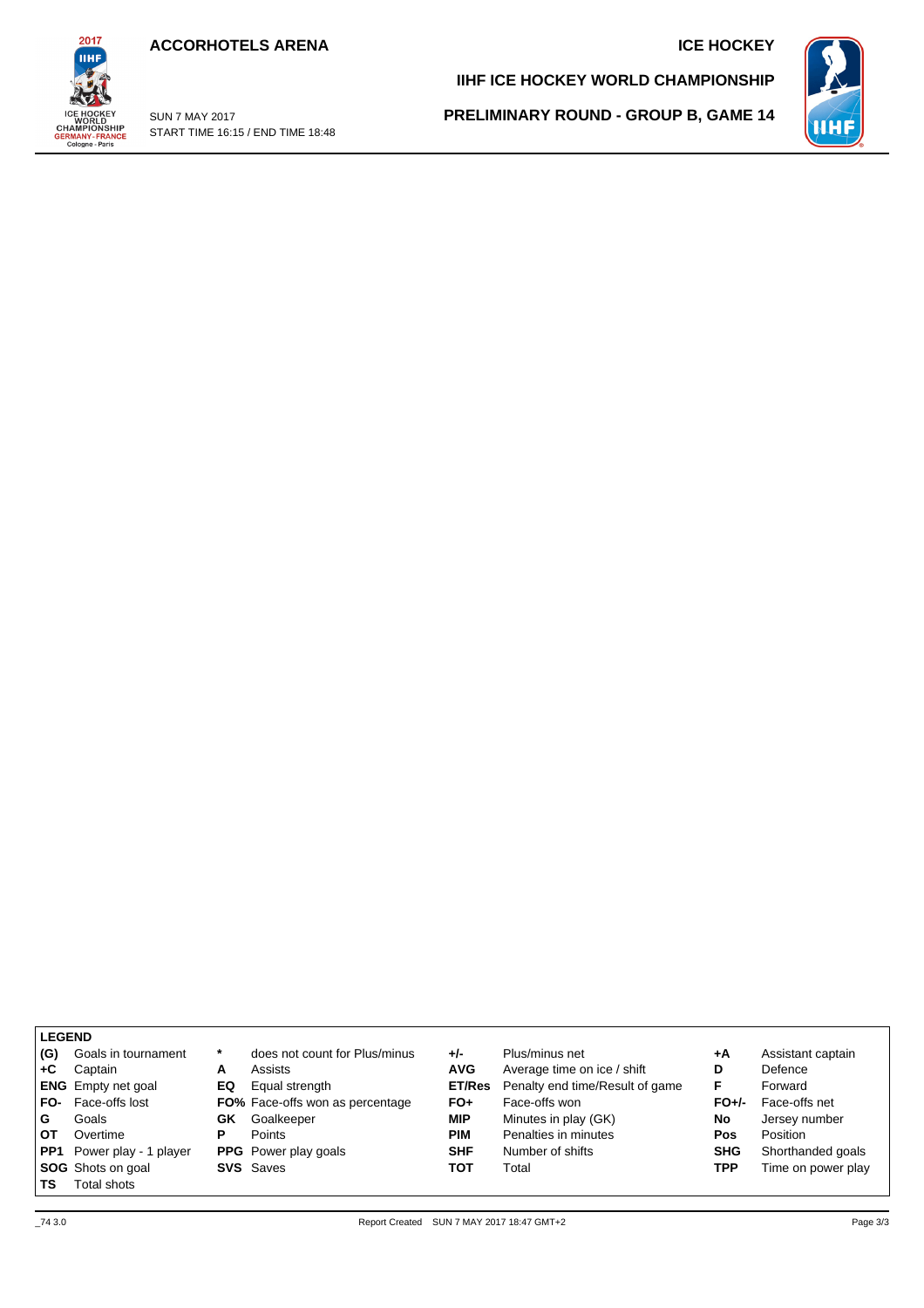**ACCORHOTELS ARENA**

**ICE HOCKEY**

**IIHF ICE HOCKEY WORLD CHAMPIONSHIP**

SUN 7 MAY 2017
START TIME 16:15 / END TIME 18:48

**PRELIMINARY ROUND - GROUP B, GAME 14**

**LEGEND**

| | | | | | | | |
|---|---|---|---|---|---|---|---|
| **(G)** | Goals in tournament | **\*** | does not count for Plus/minus | **+/-** | Plus/minus net | **+A** | Assistant captain |
| **+C** | Captain | **A** | Assists | **AVG** | Average time on ice / shift | **D** | Defence |
| **ENG** | Empty net goal | **EQ** | Equal strength | **ET/Res** | Penalty end time/Result of game | **F** | Forward |
| **FO-** | Face-offs lost | **FO%** | Face-offs won as percentage | **FO+** | Face-offs won | **FO+/-** | Face-offs net |
| **G** | Goals | **GK** | Goalkeeper | **MIP** | Minutes in play (GK) | **No** | Jersey number |
| **OT** | Overtime | **P** | Points | **PIM** | Penalties in minutes | **Pos** | Position |
| **PP1** | Power play - 1 player | **PPG** | Power play goals | **SHF** | Number of shifts | **SHG** | Shorthanded goals |
| **SOG** | Shots on goal | **SVS** | Saves | **TOT** | Total | **TPP** | Time on power play |
| **TS** | Total shots | | | | | | |

_74 3.0    Report Created SUN 7 MAY 2017 18:47 GMT+2